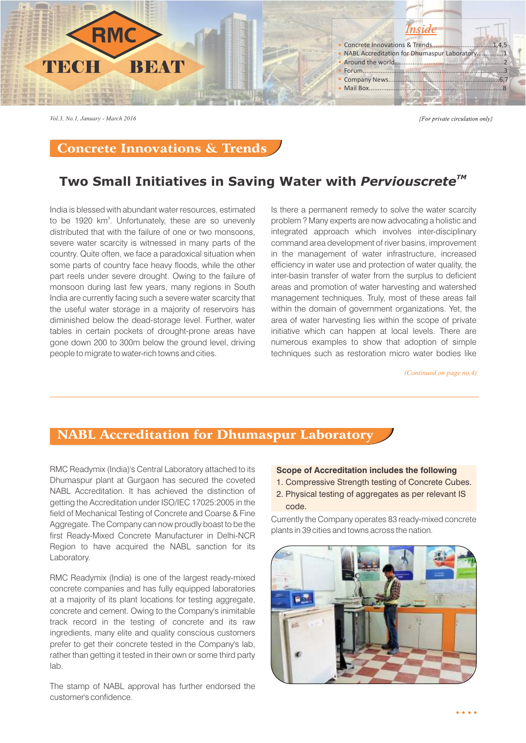# RMC TECH BEAT

**Inside**

- Concrete Innovations & Trends....1,4,5
- NABL Accreditation for Dhumaspur Laboratory....1
- Around the world....2
- Forum....3
- Company News....6,7
- Mail Box....8

*Vol.3, No.1, January - March 2016*

*{For private circulation only}*

## Concrete Innovations & Trends

### Two Small Initiatives in Saving Water with *Perviouscrete*™

India is blessed with abundant water resources, estimated to be 1920 km$^3$. Unfortunately, these are so unevenly distributed that with the failure of one or two monsoons, severe water scarcity is witnessed in many parts of the country. Quite often, we face a paradoxical situation when some parts of country face heavy floods, while the other part reels under severe drought. Owing to the failure of monsoon during last few years, many regions in South India are currently facing such a severe water scarcity that the useful water storage in a majority of reservoirs has diminished below the dead-storage level. Further, water tables in certain pockets of drought-prone areas have gone down 200 to 300m below the ground level, driving people to migrate to water-rich towns and cities.

Is there a permanent remedy to solve the water scarcity problem ? Many experts are now advocating a holistic and integrated approach which involves inter-disciplinary command area development of river basins, improvement in the management of water infrastructure, increased efficiency in water use and protection of water quality, the inter-basin transfer of water from the surplus to deficient areas and promotion of water harvesting and watershed management techniques. Truly, most of these areas fall within the domain of government organizations. Yet, the area of water harvesting lies within the scope of private initiative which can happen at local levels. There are numerous examples to show that adoption of simple techniques such as restoration micro water bodies like

*(Continued on page no.4)*

## NABL Accreditation for Dhumaspur Laboratory

RMC Readymix (India)'s Central Laboratory attached to its Dhumaspur plant at Gurgaon has secured the coveted NABL Accreditation. It has achieved the distinction of getting the Accreditation under ISO/IEC 17025:2005 in the field of Mechanical Testing of Concrete and Coarse & Fine Aggregate. The Company can now proudly boast to be the first Ready-Mixed Concrete Manufacturer in Delhi-NCR Region to have acquired the NABL sanction for its Laboratory.

RMC Readymix (India) is one of the largest ready-mixed concrete companies and has fully equipped laboratories at a majority of its plant locations for testing aggregate, concrete and cement. Owing to the Company's inimitable track record in the testing of concrete and its raw ingredients, many elite and quality conscious customers prefer to get their concrete tested in the Company's lab, rather than getting it tested in their own or some third party lab.

The stamp of NABL approval has further endorsed the customer's confidence.

**Scope of Accreditation includes the following**

1. Compressive Strength testing of Concrete Cubes.
2. Physical testing of aggregates as per relevant IS code.

Currently the Company operates 83 ready-mixed concrete plants in 39 cities and towns across the nation.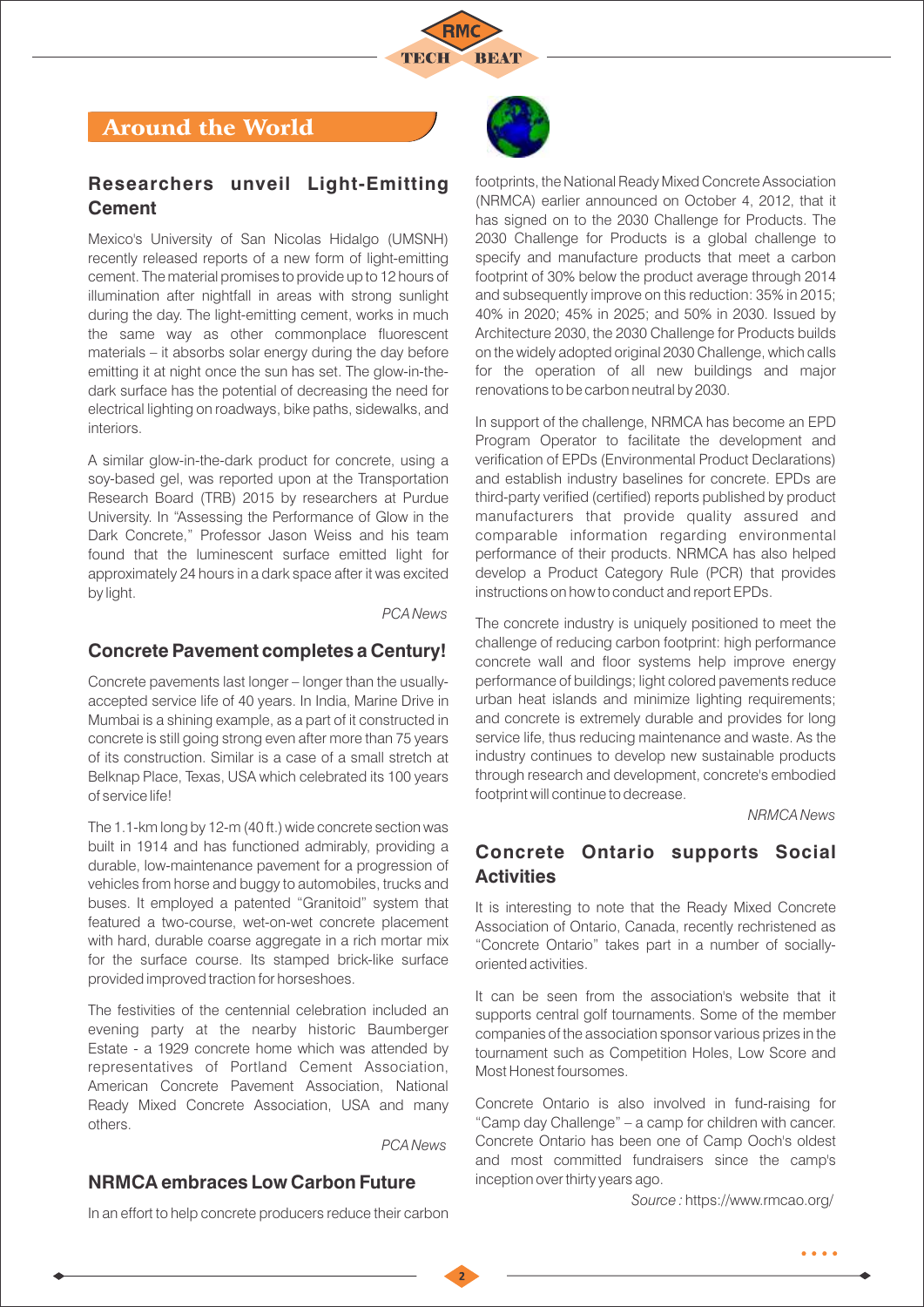## Around the World

### Researchers unveil Light-Emitting Cement

Mexico's University of San Nicolas Hidalgo (UMSNH) recently released reports of a new form of light-emitting cement. The material promises to provide up to 12 hours of illumination after nightfall in areas with strong sunlight during the day. The light-emitting cement, works in much the same way as other commonplace fluorescent materials – it absorbs solar energy during the day before emitting it at night once the sun has set. The glow-in-the-dark surface has the potential of decreasing the need for electrical lighting on roadways, bike paths, sidewalks, and interiors.

A similar glow-in-the-dark product for concrete, using a soy-based gel, was reported upon at the Transportation Research Board (TRB) 2015 by researchers at Purdue University. In "Assessing the Performance of Glow in the Dark Concrete," Professor Jason Weiss and his team found that the luminescent surface emitted light for approximately 24 hours in a dark space after it was excited by light.

*PCA News*

### Concrete Pavement completes a Century!

Concrete pavements last longer – longer than the usually-accepted service life of 40 years. In India, Marine Drive in Mumbai is a shining example, as a part of it constructed in concrete is still going strong even after more than 75 years of its construction. Similar is a case of a small stretch at Belknap Place, Texas, USA which celebrated its 100 years of service life!

The 1.1-km long by 12-m (40 ft.) wide concrete section was built in 1914 and has functioned admirably, providing a durable, low-maintenance pavement for a progression of vehicles from horse and buggy to automobiles, trucks and buses. It employed a patented "Granitoid" system that featured a two-course, wet-on-wet concrete placement with hard, durable coarse aggregate in a rich mortar mix for the surface course. Its stamped brick-like surface provided improved traction for horseshoes.

The festivities of the centennial celebration included an evening party at the nearby historic Baumberger Estate - a 1929 concrete home which was attended by representatives of Portland Cement Association, American Concrete Pavement Association, National Ready Mixed Concrete Association, USA and many others.

*PCA News*

### NRMCA embraces Low Carbon Future

In an effort to help concrete producers reduce their carbon footprints, the National Ready Mixed Concrete Association (NRMCA) earlier announced on October 4, 2012, that it has signed on to the 2030 Challenge for Products. The 2030 Challenge for Products is a global challenge to specify and manufacture products that meet a carbon footprint of 30% below the product average through 2014 and subsequently improve on this reduction: 35% in 2015; 40% in 2020; 45% in 2025; and 50% in 2030. Issued by Architecture 2030, the 2030 Challenge for Products builds on the widely adopted original 2030 Challenge, which calls for the operation of all new buildings and major renovations to be carbon neutral by 2030.

In support of the challenge, NRMCA has become an EPD Program Operator to facilitate the development and verification of EPDs (Environmental Product Declarations) and establish industry baselines for concrete. EPDs are third-party verified (certified) reports published by product manufacturers that provide quality assured and comparable information regarding environmental performance of their products. NRMCA has also helped develop a Product Category Rule (PCR) that provides instructions on how to conduct and report EPDs.

The concrete industry is uniquely positioned to meet the challenge of reducing carbon footprint: high performance concrete wall and floor systems help improve energy performance of buildings; light colored pavements reduce urban heat islands and minimize lighting requirements; and concrete is extremely durable and provides for long service life, thus reducing maintenance and waste. As the industry continues to develop new sustainable products through research and development, concrete's embodied footprint will continue to decrease.

*NRMCA News*

### Concrete Ontario supports Social Activities

It is interesting to note that the Ready Mixed Concrete Association of Ontario, Canada, recently rechristened as "Concrete Ontario" takes part in a number of socially-oriented activities.

It can be seen from the association's website that it supports central golf tournaments. Some of the member companies of the association sponsor various prizes in the tournament such as Competition Holes, Low Score and Most Honest foursomes.

Concrete Ontario is also involved in fund-raising for "Camp day Challenge" – a camp for children with cancer. Concrete Ontario has been one of Camp Ooch's oldest and most committed fundraisers since the camp's inception over thirty years ago.

*Source :* https://www.rmcao.org/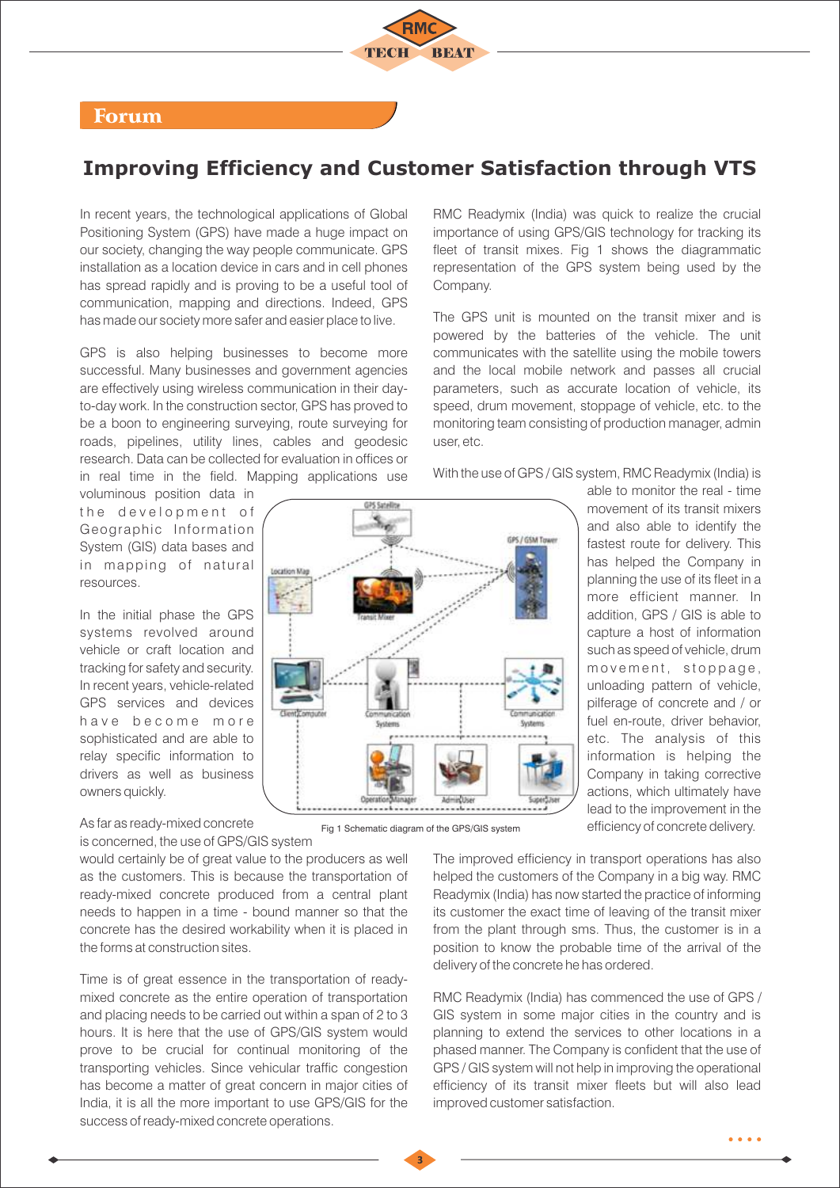## Forum

# Improving Efficiency and Customer Satisfaction through VTS

In recent years, the technological applications of Global Positioning System (GPS) have made a huge impact on our society, changing the way people communicate. GPS installation as a location device in cars and in cell phones has spread rapidly and is proving to be a useful tool of communication, mapping and directions. Indeed, GPS has made our society more safer and easier place to live.

GPS is also helping businesses to become more successful. Many businesses and government agencies are effectively using wireless communication in their day-to-day work. In the construction sector, GPS has proved to be a boon to engineering surveying, route surveying for roads, pipelines, utility lines, cables and geodesic research. Data can be collected for evaluation in offices or in real time in the field. Mapping applications use voluminous position data in the development of Geographic Information System (GIS) data bases and in mapping of natural resources.

In the initial phase the GPS systems revolved around vehicle or craft location and tracking for safety and security. In recent years, vehicle-related GPS services and devices have become more sophisticated and are able to relay specific information to drivers as well as business owners quickly.

As far as ready-mixed concrete is concerned, the use of GPS/GIS system would certainly be of great value to the producers as well as the customers. This is because the transportation of ready-mixed concrete produced from a central plant needs to happen in a time - bound manner so that the concrete has the desired workability when it is placed in the forms at construction sites.

Time is of great essence in the transportation of ready-mixed concrete as the entire operation of transportation and placing needs to be carried out within a span of 2 to 3 hours. It is here that the use of GPS/GIS system would prove to be crucial for continual monitoring of the transporting vehicles. Since vehicular traffic congestion has become a matter of great concern in major cities of India, it is all the more important to use GPS/GIS for the success of ready-mixed concrete operations.

RMC Readymix (India) was quick to realize the crucial importance of using GPS/GIS technology for tracking its fleet of transit mixes. Fig 1 shows the diagrammatic representation of the GPS system being used by the Company.

The GPS unit is mounted on the transit mixer and is powered by the batteries of the vehicle. The unit communicates with the satellite using the mobile towers and the local mobile network and passes all crucial parameters, such as accurate location of vehicle, its speed, drum movement, stoppage of vehicle, etc. to the monitoring team consisting of production manager, admin user, etc.

Fig 1 Schematic diagram of the GPS/GIS system

With the use of GPS / GIS system, RMC Readymix (India) is able to monitor the real - time movement of its transit mixers and also able to identify the fastest route for delivery. This has helped the Company in planning the use of its fleet in a more efficient manner. In addition, GPS / GIS is able to capture a host of information such as speed of vehicle, drum movement, stoppage, unloading pattern of vehicle, pilferage of concrete and / or fuel en-route, driver behavior, etc. The analysis of this information is helping the Company in taking corrective actions, which ultimately have lead to the improvement in the efficiency of concrete delivery.

The improved efficiency in transport operations has also helped the customers of the Company in a big way. RMC Readymix (India) has now started the practice of informing its customer the exact time of leaving of the transit mixer from the plant through sms. Thus, the customer is in a position to know the probable time of the arrival of the delivery of the concrete he has ordered.

RMC Readymix (India) has commenced the use of GPS / GIS system in some major cities in the country and is planning to extend the services to other locations in a phased manner. The Company is confident that the use of GPS / GIS system will not help in improving the operational efficiency of its transit mixer fleets but will also lead improved customer satisfaction.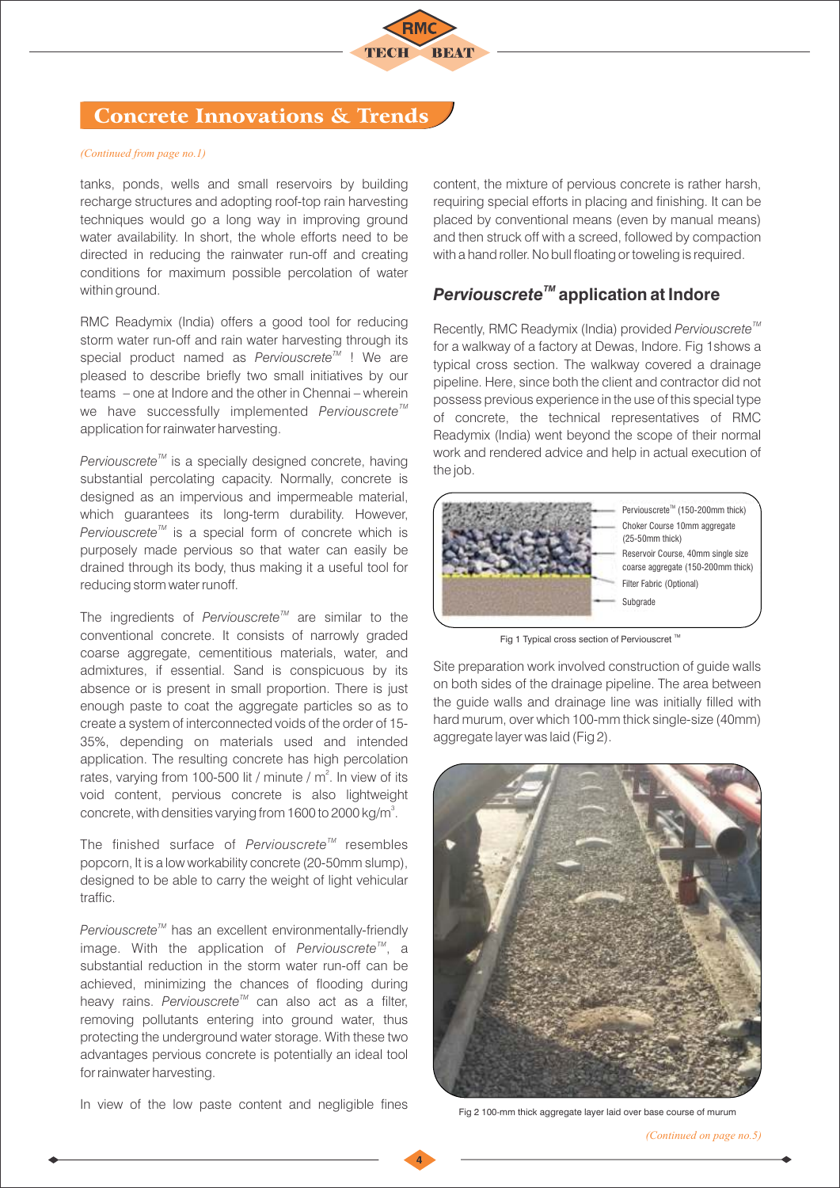## Concrete Innovations & Trends

*(Continued from page no.1)*

tanks, ponds, wells and small reservoirs by building recharge structures and adopting roof-top rain harvesting techniques would go a long way in improving ground water availability. In short, the whole efforts need to be directed in reducing the rainwater run-off and creating conditions for maximum possible percolation of water within ground.

RMC Readymix (India) offers a good tool for reducing storm water run-off and rain water harvesting through its special product named as *Perviouscrete™* ! We are pleased to describe briefly two small initiatives by our teams – one at Indore and the other in Chennai – wherein we have successfully implemented *Perviouscrete™* application for rainwater harvesting.

*Perviouscrete™* is a specially designed concrete, having substantial percolating capacity. Normally, concrete is designed as an impervious and impermeable material, which guarantees its long-term durability. However, *Perviouscrete™* is a special form of concrete which is purposely made pervious so that water can easily be drained through its body, thus making it a useful tool for reducing storm water runoff.

The ingredients of *Perviouscrete™* are similar to the conventional concrete. It consists of narrowly graded coarse aggregate, cementitious materials, water, and admixtures, if essential. Sand is conspicuous by its absence or is present in small proportion. There is just enough paste to coat the aggregate particles so as to create a system of interconnected voids of the order of 15-35%, depending on materials used and intended application. The resulting concrete has high percolation rates, varying from 100-500 lit / minute / $m^2$. In view of its void content, pervious concrete is also lightweight concrete, with densities varying from 1600 to 2000 kg/$m^3$.

The finished surface of *Perviouscrete™* resembles popcorn, It is a low workability concrete (20-50mm slump), designed to be able to carry the weight of light vehicular traffic.

*Perviouscrete™* has an excellent environmentally-friendly image. With the application of *Perviouscrete™*, a substantial reduction in the storm water run-off can be achieved, minimizing the chances of flooding during heavy rains. *Perviouscrete™* can also act as a filter, removing pollutants entering into ground water, thus protecting the underground water storage. With these two advantages pervious concrete is potentially an ideal tool for rainwater harvesting.

In view of the low paste content and negligible fines content, the mixture of pervious concrete is rather harsh, requiring special efforts in placing and finishing. It can be placed by conventional means (even by manual means) and then struck off with a screed, followed by compaction with a hand roller. No bull floating or toweling is required.

### *Perviouscrete™* application at Indore

Recently, RMC Readymix (India) provided *Perviouscrete™* for a walkway of a factory at Dewas, Indore. Fig 1shows a typical cross section. The walkway covered a drainage pipeline. Here, since both the client and contractor did not possess previous experience in the use of this special type of concrete, the technical representatives of RMC Readymix (India) went beyond the scope of their normal work and rendered advice and help in actual execution of the job.

Perviouscrete™ (150-200mm thick)
Choker Course 10mm aggregate (25-50mm thick)
Reservoir Course, 40mm single size coarse aggregate (150-200mm thick)
Filter Fabric (Optional)
Subgrade

Fig 1 Typical cross section of Perviouscret ™

Site preparation work involved construction of guide walls on both sides of the drainage pipeline. The area between the guide walls and drainage line was initially filled with hard murum, over which 100-mm thick single-size (40mm) aggregate layer was laid (Fig 2).

Fig 2 100-mm thick aggregate layer laid over base course of murum

*(Continued on page no.5)*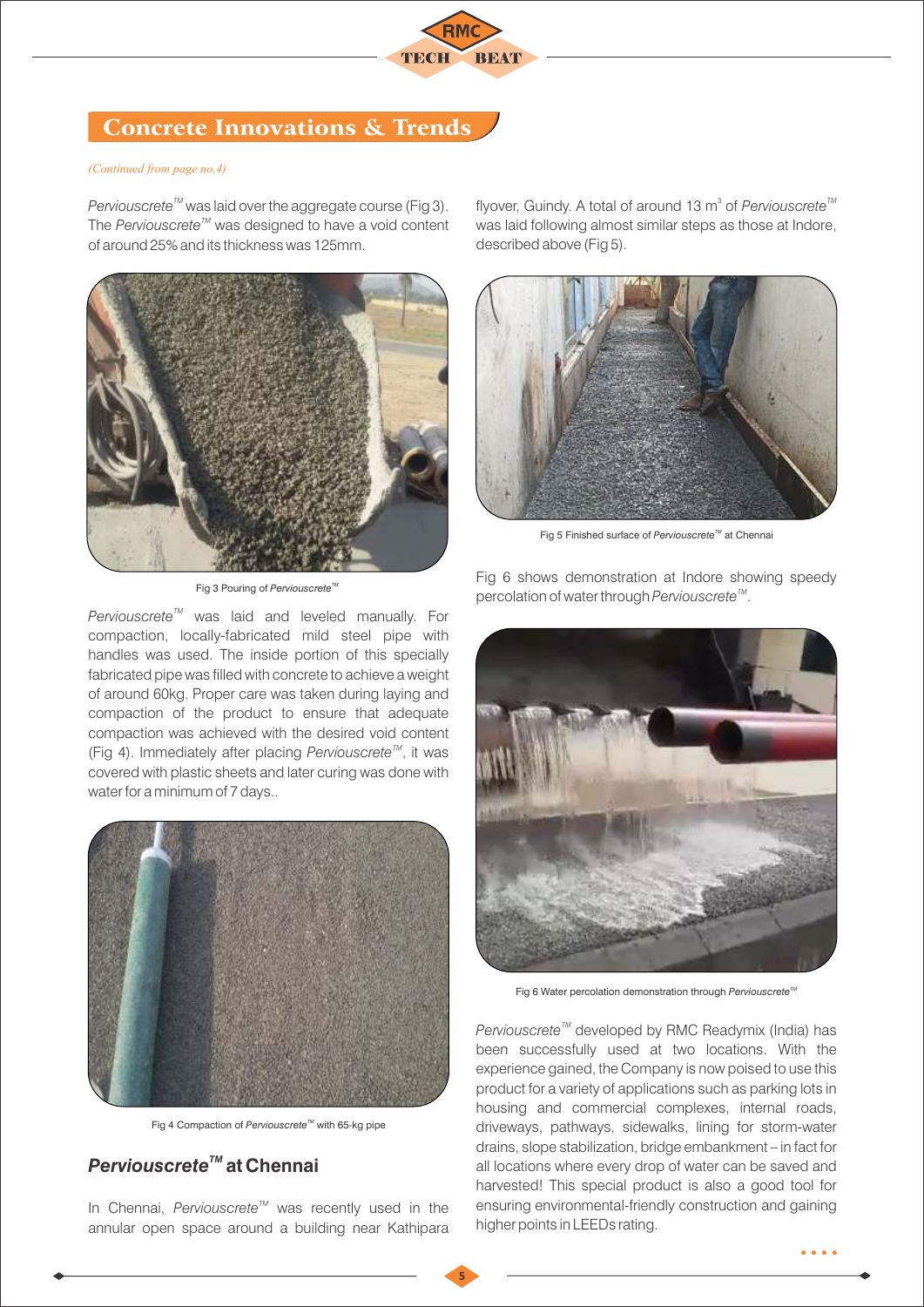## Concrete Innovations & Trends

*(Continued from page no.4)*

*Perviouscrete*™ was laid over the aggregate course (Fig 3). The *Perviouscrete*™ was designed to have a void content of around 25% and its thickness was 125mm.

Fig 3 Pouring of *Perviouscrete*™

*Perviouscrete*™ was laid and leveled manually. For compaction, locally-fabricated mild steel pipe with handles was used. The inside portion of this specially fabricated pipe was filled with concrete to achieve a weight of around 60kg. Proper care was taken during laying and compaction of the product to ensure that adequate compaction was achieved with the desired void content (Fig 4). Immediately after placing *Perviouscrete*™, it was covered with plastic sheets and later curing was done with water for a minimum of 7 days..

Fig 4 Compaction of *Perviouscrete*™ with 65-kg pipe

### *Perviouscrete*™ at Chennai

In Chennai, *Perviouscrete*™ was recently used in the annular open space around a building near Kathipara flyover, Guindy. A total of around 13 m$^3$ of *Perviouscrete*™ was laid following almost similar steps as those at Indore, described above (Fig 5).

Fig 5 Finished surface of *Perviouscrete*™ at Chennai

Fig 6 shows demonstration at Indore showing speedy percolation of water through *Perviouscrete*™.

Fig 6 Water percolation demonstration through *Perviouscrete*™

*Perviouscrete*™ developed by RMC Readymix (India) has been successfully used at two locations. With the experience gained, the Company is now poised to use this product for a variety of applications such as parking lots in housing and commercial complexes, internal roads, driveways, pathways, sidewalks, lining for storm-water drains, slope stabilization, bridge embankment – in fact for all locations where every drop of water can be saved and harvested! This special product is also a good tool for ensuring environmental-friendly construction and gaining higher points in LEEDs rating.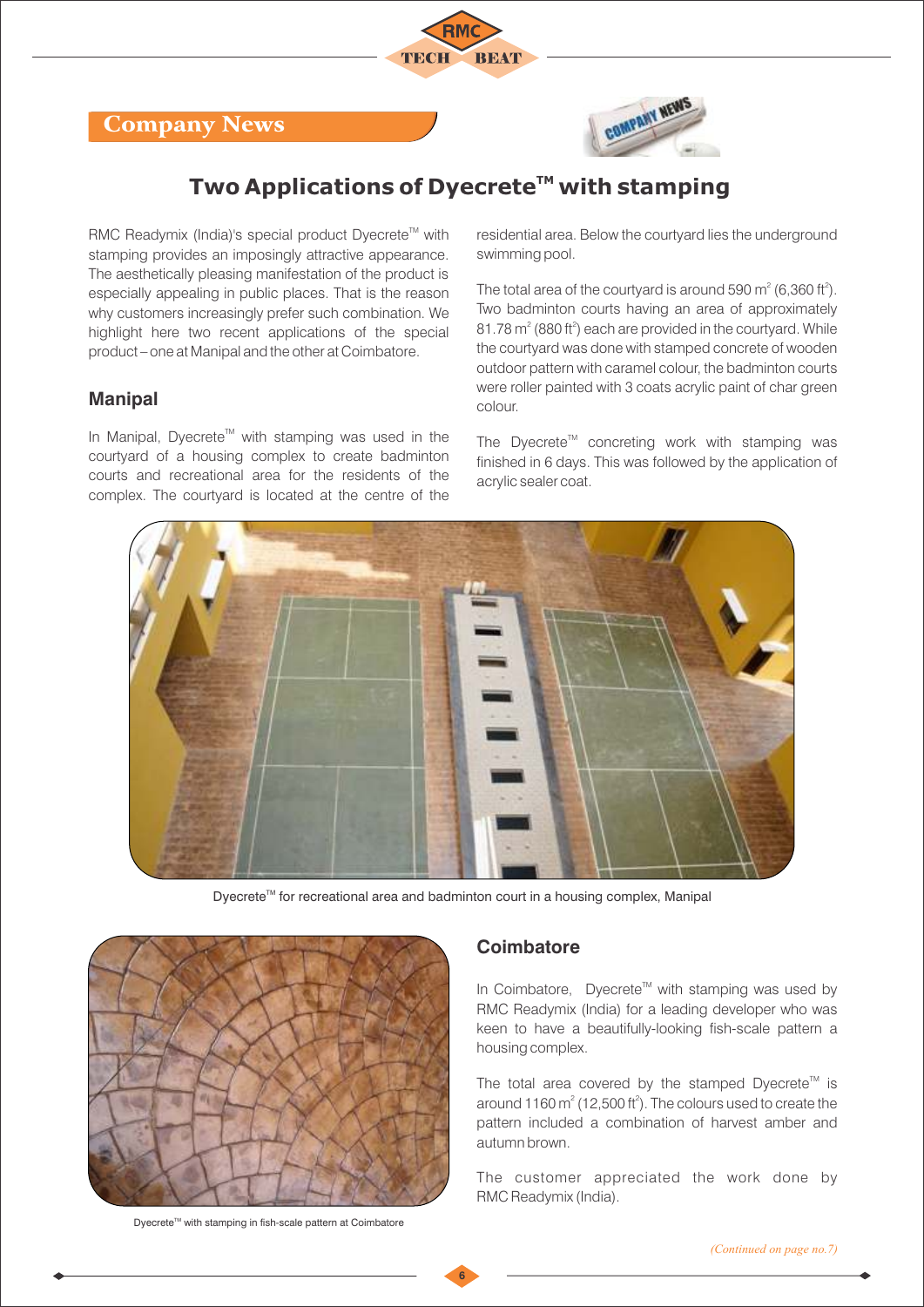## Company News

# Two Applications of Dyecrete™ with stamping

RMC Readymix (India)'s special product Dyecrete™ with stamping provides an imposingly attractive appearance. The aesthetically pleasing manifestation of the product is especially appealing in public places. That is the reason why customers increasingly prefer such combination. We highlight here two recent applications of the special product – one at Manipal and the other at Coimbatore.

### Manipal

In Manipal, Dyecrete™ with stamping was used in the courtyard of a housing complex to create badminton courts and recreational area for the residents of the complex. The courtyard is located at the centre of the residential area. Below the courtyard lies the underground swimming pool.

The total area of the courtyard is around 590 $m^2$ (6,360 $ft^2$). Two badminton courts having an area of approximately 81.78 $m^2$ (880 $ft^2$) each are provided in the courtyard. While the courtyard was done with stamped concrete of wooden outdoor pattern with caramel colour, the badminton courts were roller painted with 3 coats acrylic paint of char green colour.

The Dyecrete™ concreting work with stamping was finished in 6 days. This was followed by the application of acrylic sealer coat.

Dyecrete™ for recreational area and badminton court in a housing complex, Manipal

### Coimbatore

In Coimbatore, Dyecrete™ with stamping was used by RMC Readymix (India) for a leading developer who was keen to have a beautifully-looking fish-scale pattern a housing complex.

The total area covered by the stamped Dyecrete™ is around 1160 $m^2$ (12,500 $ft^2$). The colours used to create the pattern included a combination of harvest amber and autumn brown.

The customer appreciated the work done by RMC Readymix (India).

Dyecrete™ with stamping in fish-scale pattern at Coimbatore

*(Continued on page no.7)*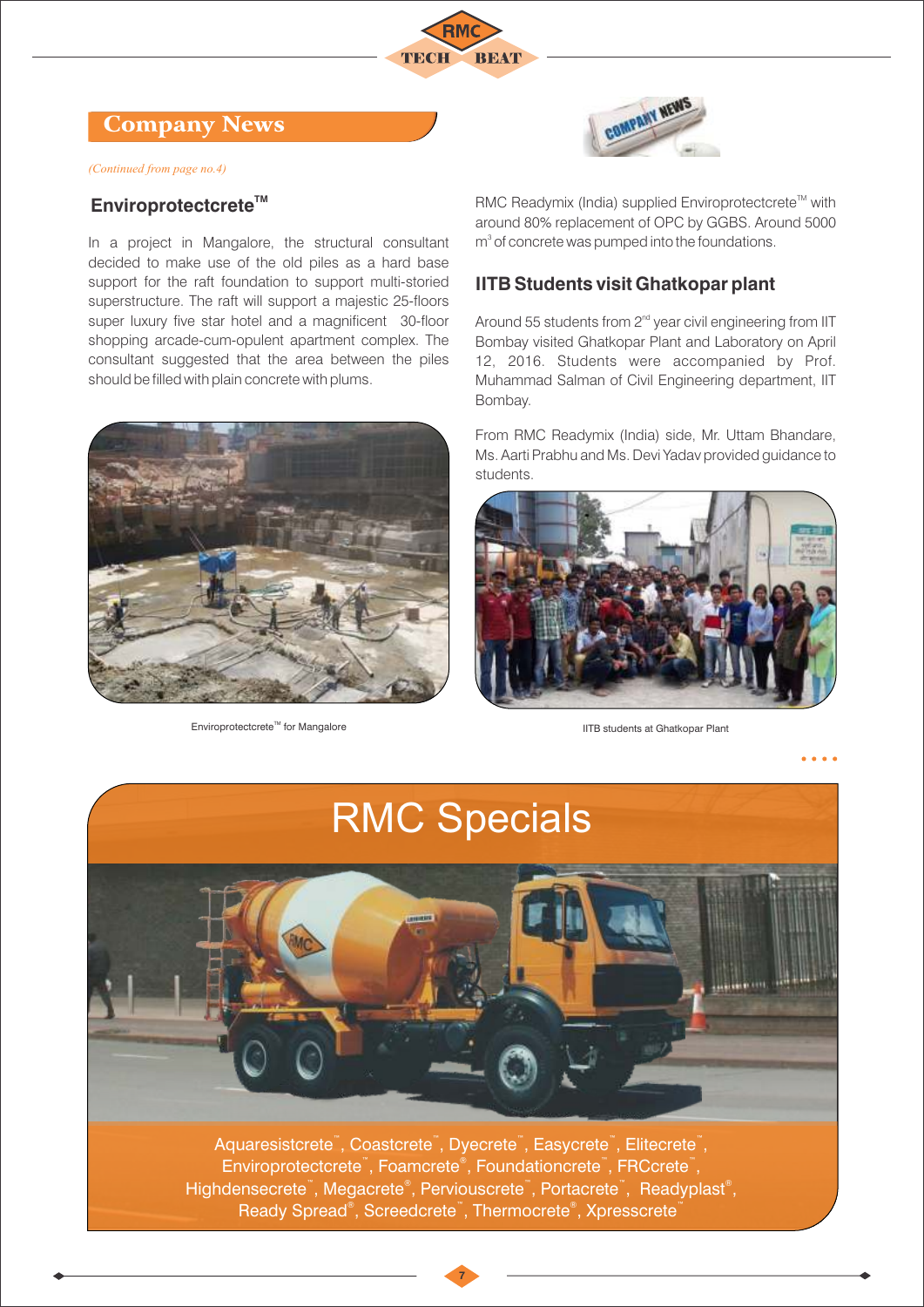## Company News

*(Continued from page no.4)*

### Enviroprotectcrete™

In a project in Mangalore, the structural consultant decided to make use of the old piles as a hard base support for the raft foundation to support multi-storied superstructure. The raft will support a majestic 25-floors super luxury five star hotel and a magnificent 30-floor shopping arcade-cum-opulent apartment complex. The consultant suggested that the area between the piles should be filled with plain concrete with plums.

Enviroprotectcrete™ for Mangalore

RMC Readymix (India) supplied Enviroprotectcrete™ with around 80% replacement of OPC by GGBS. Around 5000 $m^3$ of concrete was pumped into the foundations.

### IITB Students visit Ghatkopar plant

Around 55 students from 2nd year civil engineering from IIT Bombay visited Ghatkopar Plant and Laboratory on April 12, 2016. Students were accompanied by Prof. Muhammad Salman of Civil Engineering department, IIT Bombay.

From RMC Readymix (India) side, Mr. Uttam Bhandare, Ms. Aarti Prabhu and Ms. Devi Yadav provided guidance to students.

IITB students at Ghatkopar Plant

## RMC Specials

Aquaresistcrete™, Coastcrete™, Dyecrete™, Easycrete™, Elitecrete™, Enviroprotectcrete™, Foamcrete®, Foundationcrete™, FRCcrete™, Highdensecrete™, Megacrete®, Perviouscrete™, Portacrete™, Readyplast®, Ready Spread®, Screedcrete™, Thermocrete®, Xpresscrete™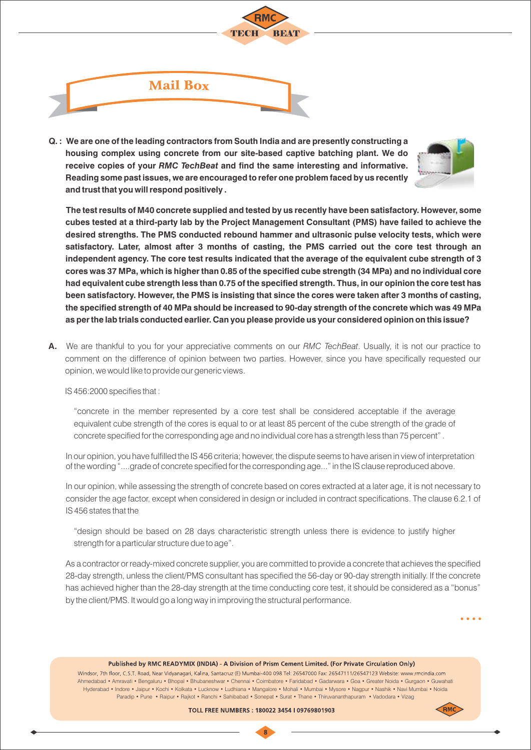## Mail Box

**Q. : We are one of the leading contractors from South India and are presently constructing a housing complex using concrete from our site-based captive batching plant. We do receive copies of your *RMC TechBeat* and find the same interesting and informative. Reading some past issues, we are encouraged to refer one problem faced by us recently and trust that you will respond positively .**

**The test results of M40 concrete supplied and tested by us recently have been satisfactory. However, some cubes tested at a third-party lab by the Project Management Consultant (PMS) have failed to achieve the desired strengths. The PMS conducted rebound hammer and ultrasonic pulse velocity tests, which were satisfactory. Later, almost after 3 months of casting, the PMS carried out the core test through an independent agency. The core test results indicated that the average of the equivalent cube strength of 3 cores was 37 MPa, which is higher than 0.85 of the specified cube strength (34 MPa) and no individual core had equivalent cube strength less than 0.75 of the specified strength. Thus, in our opinion the core test has been satisfactory. However, the PMS is insisting that since the cores were taken after 3 months of casting, the specified strength of 40 MPa should be increased to 90-day strength of the concrete which was 49 MPa as per the lab trials conducted earlier. Can you please provide us your considered opinion on this issue?**

**A.** We are thankful to you for your appreciative comments on our *RMC TechBeat*. Usually, it is not our practice to comment on the difference of opinion between two parties. However, since you have specifically requested our opinion, we would like to provide our generic views.

IS 456:2000 specifies that :

> "concrete in the member represented by a core test shall be considered acceptable if the average equivalent cube strength of the cores is equal to or at least 85 percent of the cube strength of the grade of concrete specified for the corresponding age and no individual core has a strength less than 75 percent" .

In our opinion, you have fulfilled the IS 456 criteria; however, the dispute seems to have arisen in view of interpretation of the wording "....grade of concrete specified for the corresponding age..." in the IS clause reproduced above.

In our opinion, while assessing the strength of concrete based on cores extracted at a later age, it is not necessary to consider the age factor, except when considered in design or included in contract specifications. The clause 6.2.1 of IS 456 states that the

> "design should be based on 28 days characteristic strength unless there is evidence to justify higher strength for a particular structure due to age".

As a contractor or ready-mixed concrete supplier, you are committed to provide a concrete that achieves the specified 28-day strength, unless the client/PMS consultant has specified the 56-day or 90-day strength initially. If the concrete has achieved higher than the 28-day strength at the time conducting core test, it should be considered as a "bonus" by the client/PMS. It would go a long way in improving the structural performance.

**Published by RMC READYMIX (INDIA) - A Division of Prism Cement Limited. (For Private Circulation Only)**

Windsor, 7th floor, C.S.T. Road, Near Vidyanagari, Kalina, Santacruz (E) Mumbai-400 098 Tel: 26547000 Fax: 26547111/26547123 Website: www.rmcindia.com

Ahmedabad • Amravati • Bengaluru • Bhopal • Bhubaneshwar • Chennai • Coimbatore • Faridabad • Gadarwara • Goa • Greater Noida • Gurgaon • Guwahati Hyderabad • Indore • Jaipur • Kochi • Kolkata • Lucknow • Ludhiana • Mangalore • Mohali • Mumbai • Mysore • Nagpur • Nashik • Navi Mumbai • Noida Paradip • Pune • Raipur • Rajkot • Ranchi • Sahibabad • Sonepat • Surat • Thane • Thiruvananthapuram • Vadodara • Vizag

**TOLL FREE NUMBERS : 180022 3454 I 09769801903**